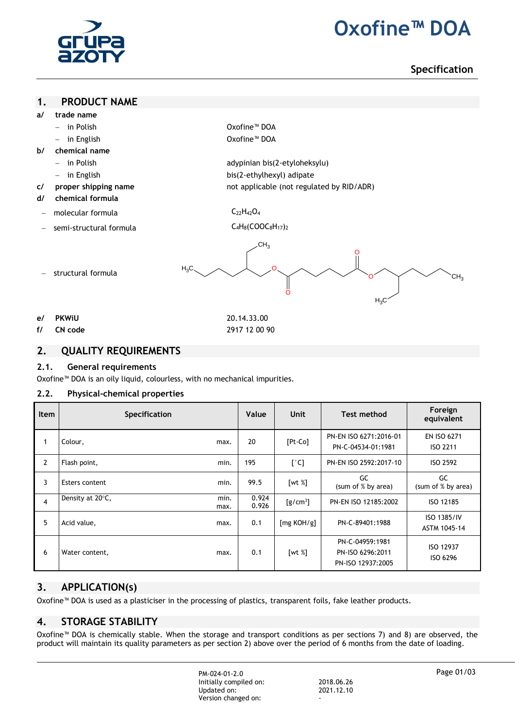# Oxofine™ DOA

Specification

## 1. PRODUCT NAME

**a/ trade name**

- in Polish — Oxofine™ DOA
- in English — Oxofine™ DOA

**b/ chemical name**

- in Polish — adypinian bis(2-etyloheksylu)
- in English — bis(2-ethylhexyl) adipate

**c/ proper shipping name** — not applicable (not regulated by RID/ADR)

**d/ chemical formula**

- molecular formula — $C_{22}H_{42}O_4$
- semi-structural formula — $C_4H_8(COOC_8H_{17})_2$
- structural formula

**e/ PKWiU** — 20.14.33.00

**f/ CN code** — 2917 12 00 90

## 2. QUALITY REQUIREMENTS

### 2.1. General requirements

Oxofine™ DOA is an oily liquid, colourless, with no mechanical impurities.

### 2.2. Physical-chemical properties

| Item | Specification | | Value | Unit | Test method | Foreign equivalent |
|---|---|---|---|---|---|---|
| 1 | Colour, | max. | 20 | [Pt-Co] | PN-EN ISO 6271:2016-01<br>PN-C-04534-01:1981 | EN ISO 6271<br>ISO 2211 |
| 2 | Flash point, | min. | 195 | [°C] | PN-EN ISO 2592:2017-10 | ISO 2592 |
| 3 | Esters content | min. | 99.5 | [wt %] | GC<br>(sum of % by area) | GC<br>(sum of % by area) |
| 4 | Density at 20°C, | min.<br>max. | 0.924<br>0.926 | [g/cm³] | PN-EN ISO 12185:2002 | ISO 12185 |
| 5 | Acid value, | max. | 0.1 | [mg KOH/g] | PN-C-89401:1988 | ISO 1385/IV<br>ASTM 1045-14 |
| 6 | Water content, | max. | 0.1 | [wt %] | PN-C-04959:1981<br>PN-ISO 6296:2011<br>PN-ISO 12937:2005 | ISO 12937<br>ISO 6296 |

## 3. APPLICATION(s)

Oxofine™ DOA is used as a plasticiser in the processing of plastics, transparent foils, fake leather products.

## 4. STORAGE STABILITY

Oxofine™ DOA is chemically stable. When the storage and transport conditions as per sections 7) and 8) are observed, the product will maintain its quality parameters as per section 2) above over the period of 6 months from the date of loading.

PM-024-01-2.0
Initially compiled on: 2018.06.26
Updated on: 2021.12.10
Version changed on: -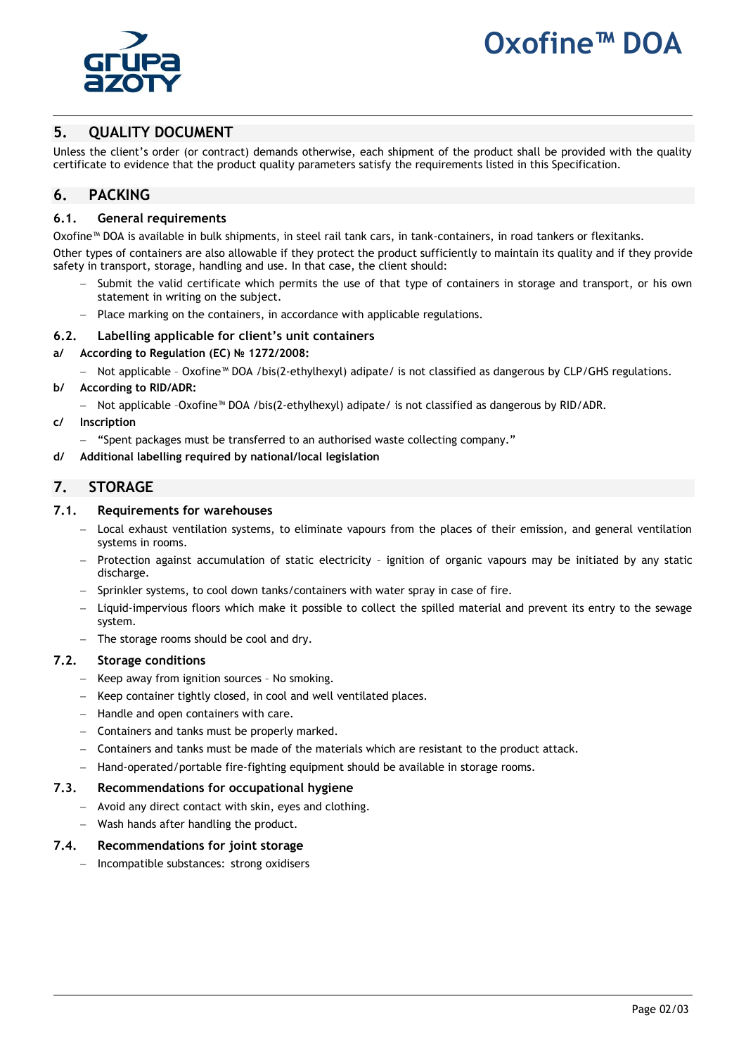## 5. QUALITY DOCUMENT

Unless the client's order (or contract) demands otherwise, each shipment of the product shall be provided with the quality certificate to evidence that the product quality parameters satisfy the requirements listed in this Specification.

## 6. PACKING

### 6.1. General requirements

Oxofine™ DOA is available in bulk shipments, in steel rail tank cars, in tank-containers, in road tankers or flexitanks.

Other types of containers are also allowable if they protect the product sufficiently to maintain its quality and if they provide safety in transport, storage, handling and use. In that case, the client should:

- Submit the valid certificate which permits the use of that type of containers in storage and transport, or his own statement in writing on the subject.
- Place marking on the containers, in accordance with applicable regulations.

### 6.2. Labelling applicable for client's unit containers

**a/ According to Regulation (EC) № 1272/2008:**

- Not applicable – Oxofine™ DOA /bis(2-ethylhexyl) adipate/ is not classified as dangerous by CLP/GHS regulations.

**b/ According to RID/ADR:**

- Not applicable –Oxofine™ DOA /bis(2-ethylhexyl) adipate/ is not classified as dangerous by RID/ADR.

**c/ Inscription**

- "Spent packages must be transferred to an authorised waste collecting company."

**d/ Additional labelling required by national/local legislation**

## 7. STORAGE

### 7.1. Requirements for warehouses

- Local exhaust ventilation systems, to eliminate vapours from the places of their emission, and general ventilation systems in rooms.
- Protection against accumulation of static electricity – ignition of organic vapours may be initiated by any static discharge.
- Sprinkler systems, to cool down tanks/containers with water spray in case of fire.
- Liquid-impervious floors which make it possible to collect the spilled material and prevent its entry to the sewage system.
- The storage rooms should be cool and dry.

### 7.2. Storage conditions

- Keep away from ignition sources – No smoking.
- Keep container tightly closed, in cool and well ventilated places.
- Handle and open containers with care.
- Containers and tanks must be properly marked.
- Containers and tanks must be made of the materials which are resistant to the product attack.
- Hand-operated/portable fire-fighting equipment should be available in storage rooms.

### 7.3. Recommendations for occupational hygiene

- Avoid any direct contact with skin, eyes and clothing.
- Wash hands after handling the product.

### 7.4. Recommendations for joint storage

- Incompatible substances: strong oxidisers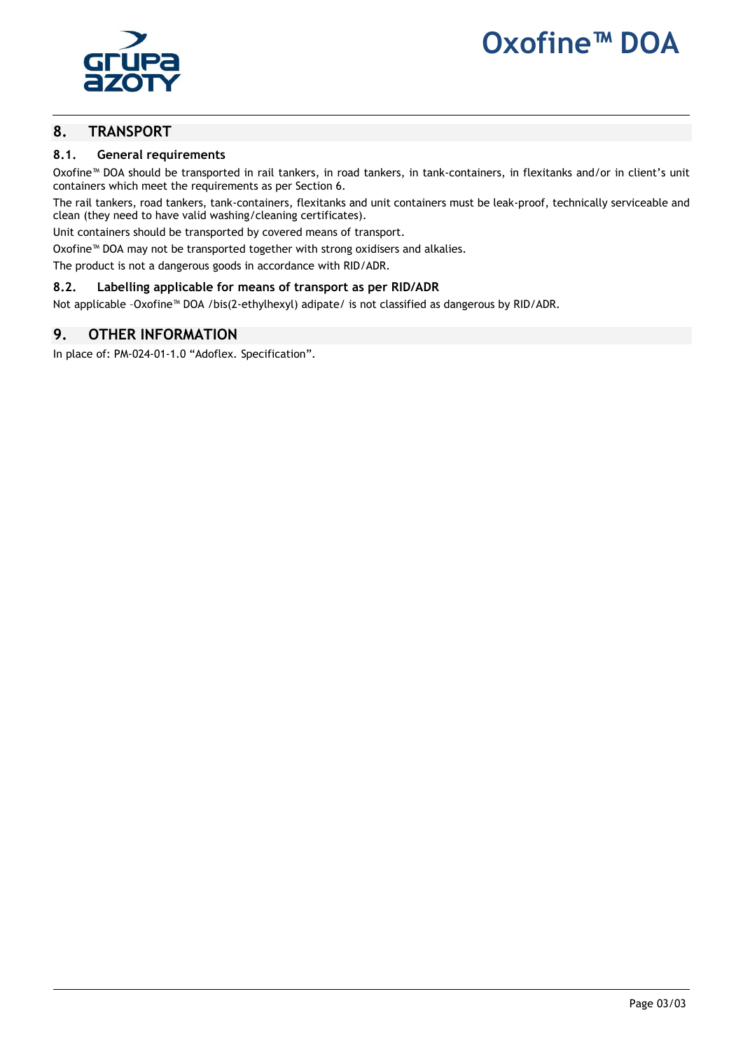## 8. TRANSPORT

### 8.1. General requirements

Oxofine™ DOA should be transported in rail tankers, in road tankers, in tank-containers, in flexitanks and/or in client's unit containers which meet the requirements as per Section 6.

The rail tankers, road tankers, tank-containers, flexitanks and unit containers must be leak-proof, technically serviceable and clean (they need to have valid washing/cleaning certificates).

Unit containers should be transported by covered means of transport.

Oxofine™ DOA may not be transported together with strong oxidisers and alkalies.

The product is not a dangerous goods in accordance with RID/ADR.

### 8.2. Labelling applicable for means of transport as per RID/ADR

Not applicable –Oxofine™ DOA /bis(2-ethylhexyl) adipate/ is not classified as dangerous by RID/ADR.

## 9. OTHER INFORMATION

In place of: PM-024-01-1.0 "Adoflex. Specification".